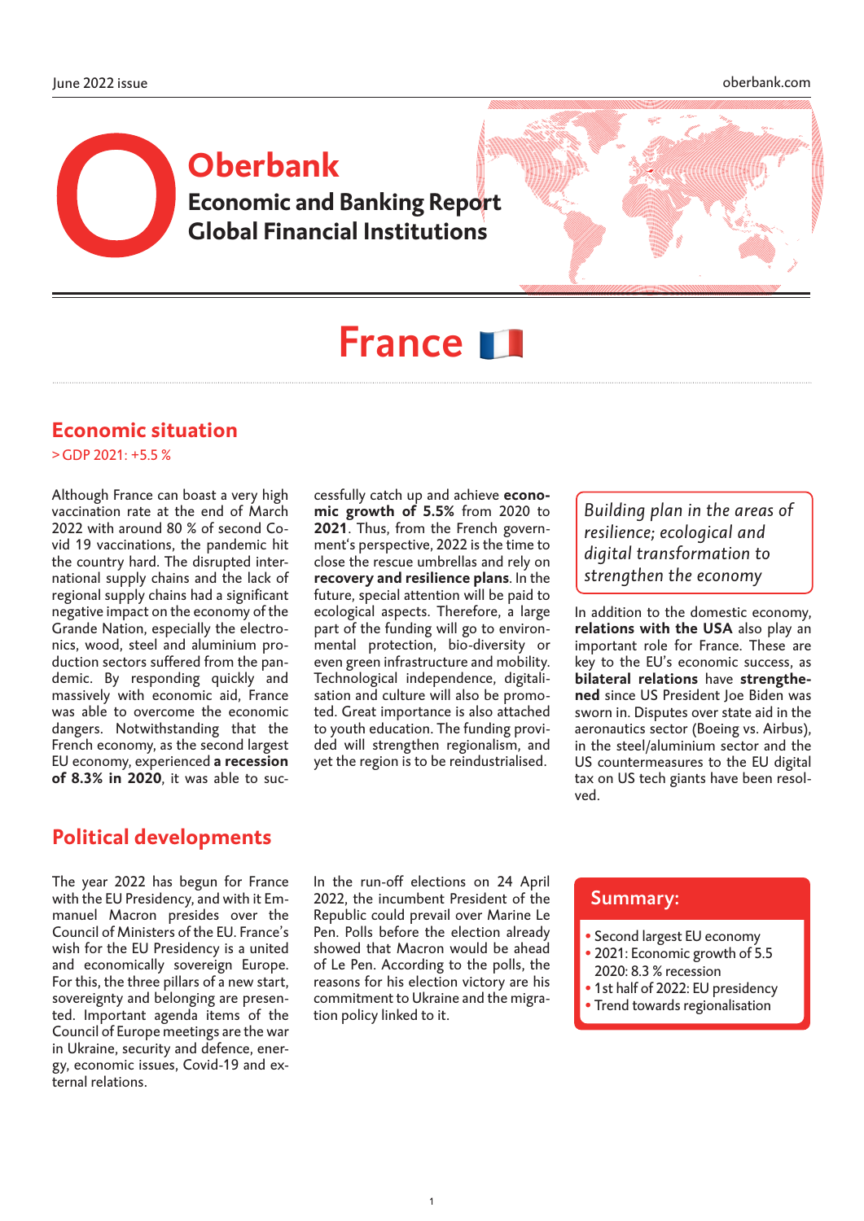# Oberbank

## Economic and Banking Report
## Global Financial Institutions

# France

## Economic situation

> GDP 2021: +5.5 %

Although France can boast a very high vaccination rate at the end of March 2022 with around 80 % of second Covid 19 vaccinations, the pandemic hit the country hard. The disrupted international supply chains and the lack of regional supply chains had a significant negative impact on the economy of the Grande Nation, especially the electronics, wood, steel and aluminium production sectors suffered from the pandemic. By responding quickly and massively with economic aid, France was able to overcome the economic dangers. Notwithstanding that the French economy, as the second largest EU economy, experienced **a recession of 8.3% in 2020**, it was able to successfully catch up and achieve **economic growth of 5.5%** from 2020 to **2021**. Thus, from the French government's perspective, 2022 is the time to close the rescue umbrellas and rely on **recovery and resilience plans**. In the future, special attention will be paid to ecological aspects. Therefore, a large part of the funding will go to environmental protection, bio-diversity or even green infrastructure and mobility. Technological independence, digitalisation and culture will also be promoted. Great importance is also attached to youth education. The funding provided will strengthen regionalism, and yet the region is to be reindustrialised.

> *Building plan in the areas of resilience; ecological and digital transformation to strengthen the economy*

In addition to the domestic economy, **relations with the USA** also play an important role for France. These are key to the EU's economic success, as **bilateral relations** have **strengthened** since US President Joe Biden was sworn in. Disputes over state aid in the aeronautics sector (Boeing vs. Airbus), in the steel/aluminium sector and the US countermeasures to the EU digital tax on US tech giants have been resolved.

## Political developments

The year 2022 has begun for France with the EU Presidency, and with it Emmanuel Macron presides over the Council of Ministers of the EU. France's wish for the EU Presidency is a united and economically sovereign Europe. For this, the three pillars of a new start, sovereignty and belonging are presented. Important agenda items of the Council of Europe meetings are the war in Ukraine, security and defence, energy, economic issues, Covid-19 and external relations.

In the run-off elections on 24 April 2022, the incumbent President of the Republic could prevail over Marine Le Pen. Polls before the election already showed that Macron would be ahead of Le Pen. According to the polls, the reasons for his election victory are his commitment to Ukraine and the migration policy linked to it.

### Summary:

- Second largest EU economy
- 2021: Economic growth of 5.5  
  2020: 8.3 % recession
- 1st half of 2022: EU presidency
- Trend towards regionalisation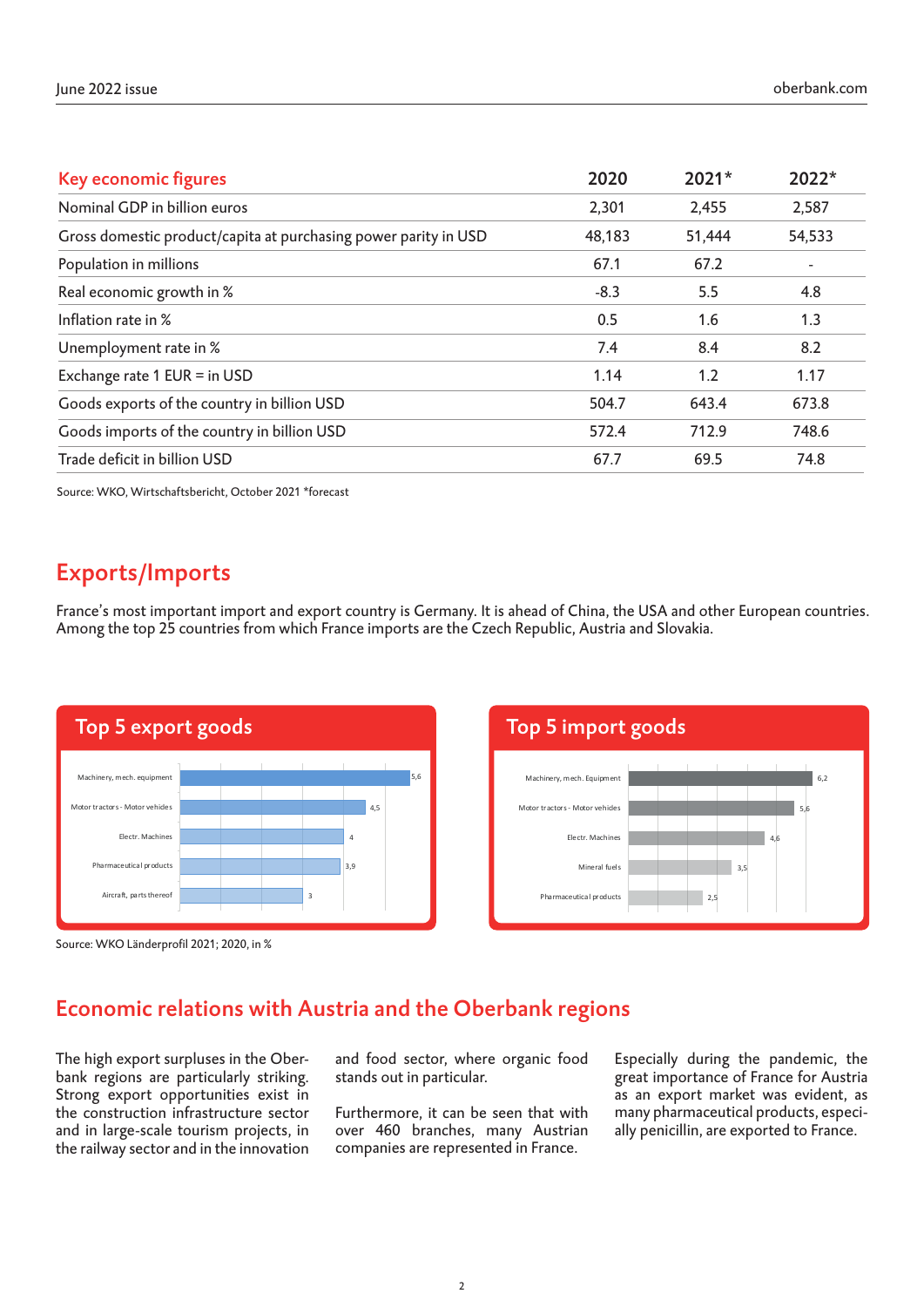| Key economic figures | 2020 | 2021* | 2022* |
|---|---|---|---|
| Nominal GDP in billion euros | 2,301 | 2,455 | 2,587 |
| Gross domestic product/capita at purchasing power parity in USD | 48,183 | 51,444 | 54,533 |
| Population in millions | 67.1 | 67.2 | - |
| Real economic growth in % | -8.3 | 5.5 | 4.8 |
| Inflation rate in % | 0.5 | 1.6 | 1.3 |
| Unemployment rate in % | 7.4 | 8.4 | 8.2 |
| Exchange rate 1 EUR = in USD | 1.14 | 1.2 | 1.17 |
| Goods exports of the country in billion USD | 504.7 | 643.4 | 673.8 |
| Goods imports of the country in billion USD | 572.4 | 712.9 | 748.6 |
| Trade deficit in billion USD | 67.7 | 69.5 | 74.8 |

Source: WKO, Wirtschaftsbericht, October 2021 *forecast

## Exports/Imports

France's most important import and export country is Germany. It is ahead of China, the USA and other European countries. Among the top 25 countries from which France imports are the Czech Republic, Austria and Slovakia.

### Top 5 export goods

| Goods | % |
|---|---|
| Machinery, mech. equipment | 5,6 |
| Motor tractors - Motor vehicles | 4,5 |
| Electr. Machines | 4 |
| Pharmaceutical products | 3,9 |
| Aircraft, parts thereof | 3 |

### Top 5 import goods

| Goods | % |
|---|---|
| Machinery, mech. Equipment | 6,2 |
| Motor tractors - Motor vehicles | 5,6 |
| Electr. Machines | 4,6 |
| Mineral fuels | 3,5 |
| Pharmaceutical products | 2,5 |

Source: WKO Länderprofil 2021; 2020, in %

## Economic relations with Austria and the Oberbank regions

The high export surpluses in the Oberbank regions are particularly striking. Strong export opportunities exist in the construction infrastructure sector and in large-scale tourism projects, in the railway sector and in the innovation and food sector, where organic food stands out in particular.

Furthermore, it can be seen that with over 460 branches, many Austrian companies are represented in France.

Especially during the pandemic, the great importance of France for Austria as an export market was evident, as many pharmaceutical products, especially penicillin, are exported to France.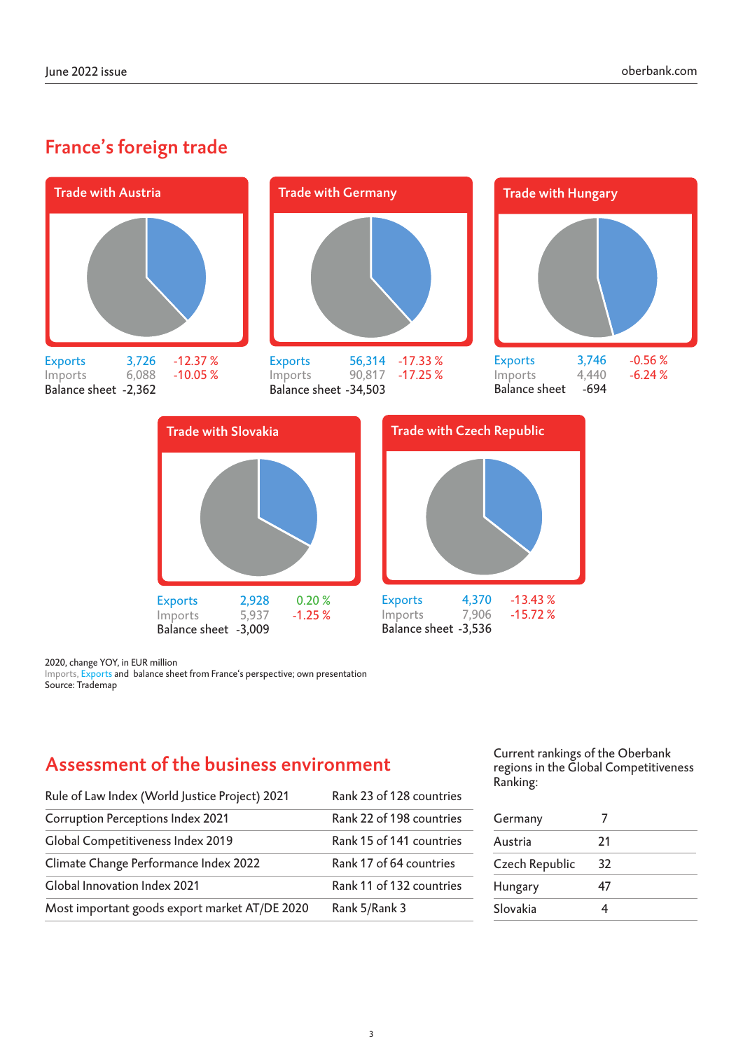## France's foreign trade

### Trade with Austria

| | | |
|---|---|---|
| Exports | 3,726 | -12.37 % |
| Imports | 6,088 | -10.05 % |
| Balance sheet | -2,362 | |

### Trade with Germany

| | | |
|---|---|---|
| Exports | 56,314 | -17.33 % |
| Imports | 90,817 | -17.25 % |
| Balance sheet | -34,503 | |

### Trade with Hungary

| | | |
|---|---|---|
| Exports | 3,746 | -0.56 % |
| Imports | 4,440 | -6.24 % |
| Balance sheet | -694 | |

### Trade with Slovakia

| | | |
|---|---|---|
| Exports | 2,928 | 0.20 % |
| Imports | 5,937 | -1.25 % |
| Balance sheet | -3,009 | |

### Trade with Czech Republic

| | | |
|---|---|---|
| Exports | 4,370 | -13.43 % |
| Imports | 7,906 | -15.72 % |
| Balance sheet | -3,536 | |

2020, change YOY, in EUR million
Imports, Exports and balance sheet from France's perspective; own presentation
Source: Trademap

## Assessment of the business environment

| | |
|---|---|
| Rule of Law Index (World Justice Project) 2021 | Rank 23 of 128 countries |
| Corruption Perceptions Index 2021 | Rank 22 of 198 countries |
| Global Competitiveness Index 2019 | Rank 15 of 141 countries |
| Climate Change Performance Index 2022 | Rank 17 of 64 countries |
| Global Innovation Index 2021 | Rank 11 of 132 countries |
| Most important goods export market AT/DE 2020 | Rank 5/Rank 3 |

Current rankings of the Oberbank regions in the Global Competitiveness Ranking:

| | |
|---|---|
| Germany | 7 |
| Austria | 21 |
| Czech Republic | 32 |
| Hungary | 47 |
| Slovakia | 4 |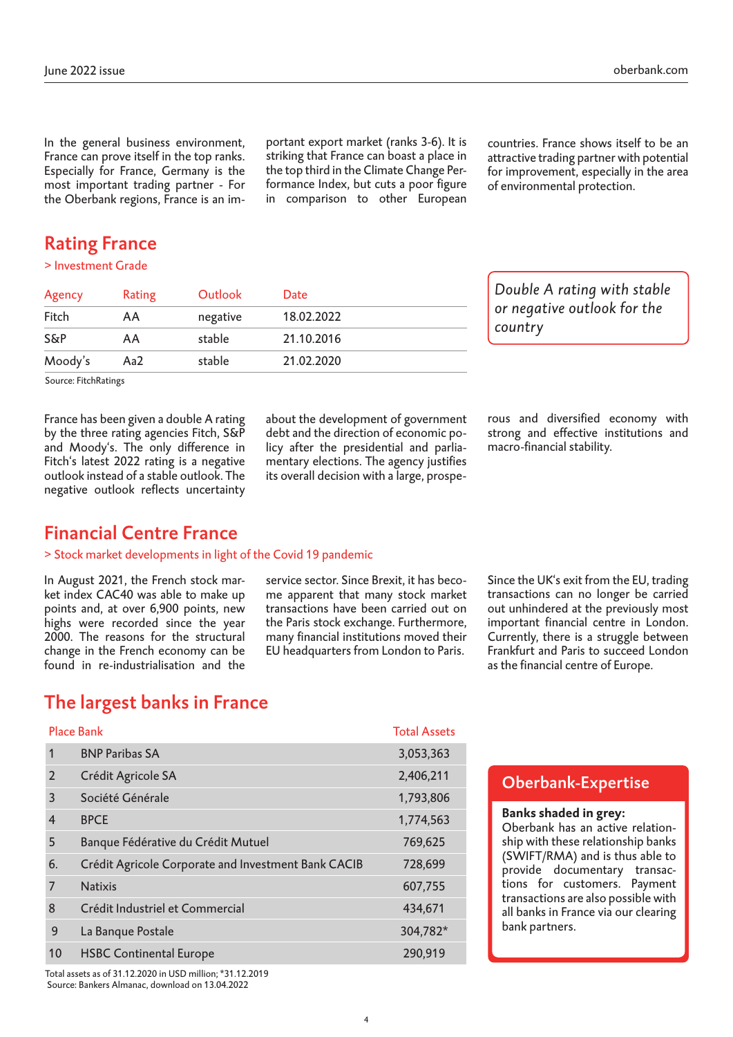In the general business environment, France can prove itself in the top ranks. Especially for France, Germany is the most important trading partner - For the Oberbank regions, France is an important export market (ranks 3-6). It is striking that France can boast a place in the top third in the Climate Change Performance Index, but cuts a poor figure in comparison to other European countries. France shows itself to be an attractive trading partner with potential for improvement, especially in the area of environmental protection.

## Rating France

> Investment Grade

| Agency | Rating | Outlook | Date |
|---|---|---|---|
| Fitch | AA | negative | 18.02.2022 |
| S&P | AA | stable | 21.10.2016 |
| Moody's | Aa2 | stable | 21.02.2020 |

Source: FitchRatings

*Double A rating with stable or negative outlook for the country*

France has been given a double A rating by the three rating agencies Fitch, S&P and Moody's. The only difference in Fitch's latest 2022 rating is a negative outlook instead of a stable outlook. The negative outlook reflects uncertainty about the development of government debt and the direction of economic policy after the presidential and parliamentary elections. The agency justifies its overall decision with a large, prosperous and diversified economy with strong and effective institutions and macro-financial stability.

## Financial Centre France

> Stock market developments in light of the Covid 19 pandemic

In August 2021, the French stock market index CAC40 was able to make up points and, at over 6,900 points, new highs were recorded since the year 2000. The reasons for the structural change in the French economy can be found in re-industrialisation and the service sector. Since Brexit, it has become apparent that many stock market transactions have been carried out on the Paris stock exchange. Furthermore, many financial institutions moved their EU headquarters from London to Paris. Since the UK's exit from the EU, trading transactions can no longer be carried out unhindered at the previously most important financial centre in London. Currently, there is a struggle between Frankfurt and Paris to succeed London as the financial centre of Europe.

## The largest banks in France

| Place | Bank | Total Assets |
|---|---|---|
| 1 | BNP Paribas SA | 3,053,363 |
| 2 | Crédit Agricole SA | 2,406,211 |
| 3 | Société Générale | 1,793,806 |
| 4 | BPCE | 1,774,563 |
| 5 | Banque Fédérative du Crédit Mutuel | 769,625 |
| 6. | Crédit Agricole Corporate and Investment Bank CACIB | 728,699 |
| 7 | Natixis | 607,755 |
| 8 | Crédit Industriel et Commercial | 434,671 |
| 9 | La Banque Postale | 304,782* |
| 10 | HSBC Continental Europe | 290,919 |

Total assets as of 31.12.2020 in USD million; *31.12.2019
Source: Bankers Almanac, download on 13.04.2022

### Oberbank-Expertise

**Banks shaded in grey:**
Oberbank has an active relationship with these relationship banks (SWIFT/RMA) and is thus able to provide documentary transactions for customers. Payment transactions are also possible with all banks in France via our clearing bank partners.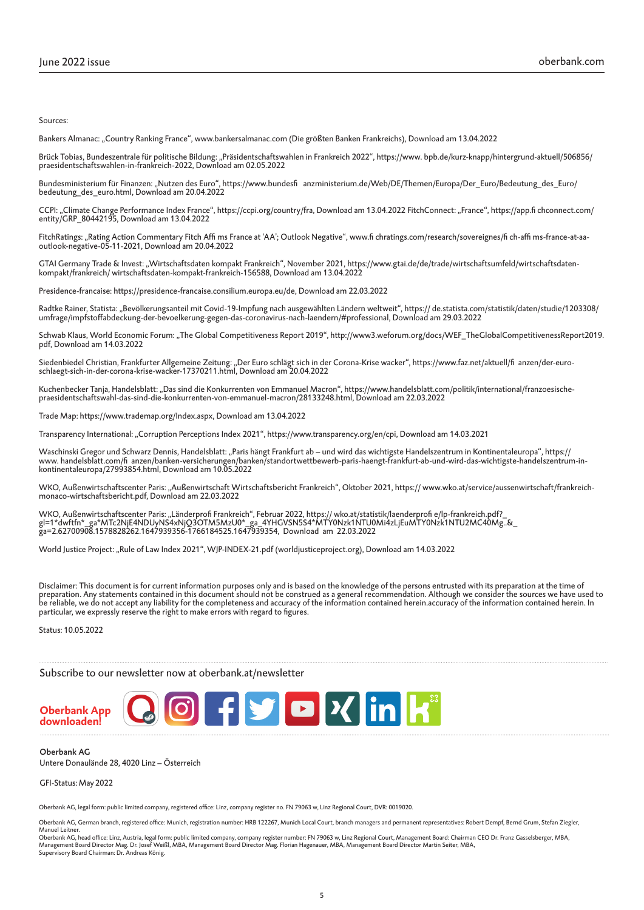Sources:

Bankers Almanac: „Country Ranking France", www.bankersalmanac.com (Die größten Banken Frankreichs), Download am 13.04.2022

Brück Tobias, Bundeszentrale für politische Bildung: „Präsidentschaftswahlen in Frankreich 2022", https://www. bpb.de/kurz-knapp/hintergrund-aktuell/506856/ praesidentschaftswahlen-in-frankreich-2022, Download am 02.05.2022

Bundesministerium für Finanzen: „Nutzen des Euro", https://www.bundesfi anzministerium.de/Web/DE/Themen/Europa/Der_Euro/Bedeutung_des_Euro/ bedeutung_des_euro.html, Download am 20.04.2022

CCPI: „Climate Change Performance Index France", https://ccpi.org/country/fra, Download am 13.04.2022 FitchConnect: „France", https://app.fi chconnect.com/ entity/GRP_80442195, Download am 13.04.2022

FitchRatings: „Rating Action Commentary Fitch Affi ms France at 'AA'; Outlook Negative", www.fi chratings.com/research/sovereignes/fi ch-affi ms-france-at-aa-outlook-negative-05-11-2021, Download am 20.04.2022

GTAI Germany Trade & Invest: „Wirtschaftsdaten kompakt Frankreich", November 2021, https://www.gtai.de/de/trade/wirtschaftsumfeld/wirtschaftsdaten-kompakt/frankreich/ wirtschaftsdaten-kompakt-frankreich-156588, Download am 13.04.2022

Presidence-francaise: https://presidence-francaise.consilium.europa.eu/de, Download am 22.03.2022

Radtke Rainer, Statista: „Bevölkerungsanteil mit Covid-19-Impfung nach ausgewählten Ländern weltweit", https:// de.statista.com/statistik/daten/studie/1203308/ umfrage/impfstoffabdeckung-der-bevoelkerung-gegen-das-coronavirus-nach-laendern/#professional, Download am 29.03.2022

Schwab Klaus, World Economic Forum: „The Global Competitiveness Report 2019", http://www3.weforum.org/docs/WEF_TheGlobalCompetitivenessReport2019. pdf, Download am 14.03.2022

Siedenbiedel Christian, Frankfurter Allgemeine Zeitung: „Der Euro schlägt sich in der Corona-Krise wacker", https://www.faz.net/aktuell/fi anzen/der-euro-schlaegt-sich-in-der-corona-krise-wacker-17370211.html, Download am 20.04.2022

Kuchenbecker Tanja, Handelsblatt: „Das sind die Konkurrenten von Emmanuel Macron", https://www.handelsblatt.com/politik/international/franzoesische-praesidentschaftswahl-das-sind-die-konkurrenten-von-emmanuel-macron/28133248.html, Download am 22.03.2022

Trade Map: https://www.trademap.org/Index.aspx, Download am 13.04.2022

Transparency International: „Corruption Perceptions Index 2021", https://www.transparency.org/en/cpi, Download am 14.03.2021

Waschinski Gregor und Schwarz Dennis, Handelsblatt: „Paris hängt Frankfurt ab – und wird das wichtigste Handelszentrum in Kontinentaleuropa", https:// www. handelsblatt.com/fi anzen/banken-versicherungen/banken/standortwettbewerb-paris-haengt-frankfurt-ab-und-wird-das-wichtigste-handelszentrum-in-kontinentaleuropa/27993854.html, Download am 10.05.2022

WKO, Außenwirtschaftscenter Paris: „Außenwirtschaft Wirtschaftsbericht Frankreich", Oktober 2021, https:// www.wko.at/service/aussenwirtschaft/frankreich-monaco-wirtschaftsbericht.pdf, Download am 22.03.2022

WKO, Außenwirtschaftscenter Paris: „Länderprofi Frankreich", Februar 2022, https:// wko.at/statistik/laenderprofi e/lp-frankreich.pdf?_gl=1*dwftfn*_ga*MTc2NjE4NDUyNS4xNjQ3OTM5MzU0*_ga_4YHGVSN5S4*MTY0Nzk1NTU0Mi4zLjEuMTY0Nzk1NTU2MC40Mg..&_ga=2.62700908.1578828262.1647939356-1766184525.1647939354, Download am 22.03.2022

World Justice Project: „Rule of Law Index 2021", WJP-INDEX-21.pdf (worldjusticeproject.org), Download am 14.03.2022

Disclaimer: This document is for current information purposes only and is based on the knowledge of the persons entrusted with its preparation at the time of preparation. Any statements contained in this document should not be construed as a general recommendation. Although we consider the sources we have used to be reliable, we do not accept any liability for the completeness and accuracy of the information contained herein.accuracy of the information contained herein. In particular, we expressly reserve the right to make errors with regard to figures.

Status: 10.05.2022

Subscribe to our newsletter now at oberbank.at/newsletter

**Oberbank App downloaden!**

**Oberbank AG**
Untere Donaulände 28, 4020 Linz – Österreich

GFI-Status: May 2022

Oberbank AG, legal form: public limited company, registered office: Linz, company register no. FN 79063 w, Linz Regional Court, DVR: 0019020.

Oberbank AG, German branch, registered office: Munich, registration number: HRB 122267, Munich Local Court, branch managers and permanent representatives: Robert Dempf, Bernd Grum, Stefan Ziegler, Manuel Leitner.
Oberbank AG, head office: Linz, Austria, legal form: public limited company, company register number: FN 79063 w, Linz Regional Court, Management Board: Chairman CEO Dr. Franz Gasselsberger, MBA, Management Board Director Mag. Dr. Josef Weißl, MBA, Management Board Director Mag. Florian Hagenauer, MBA, Management Board Director Martin Seiter, MBA,
Supervisory Board Chairman: Dr. Andreas König.